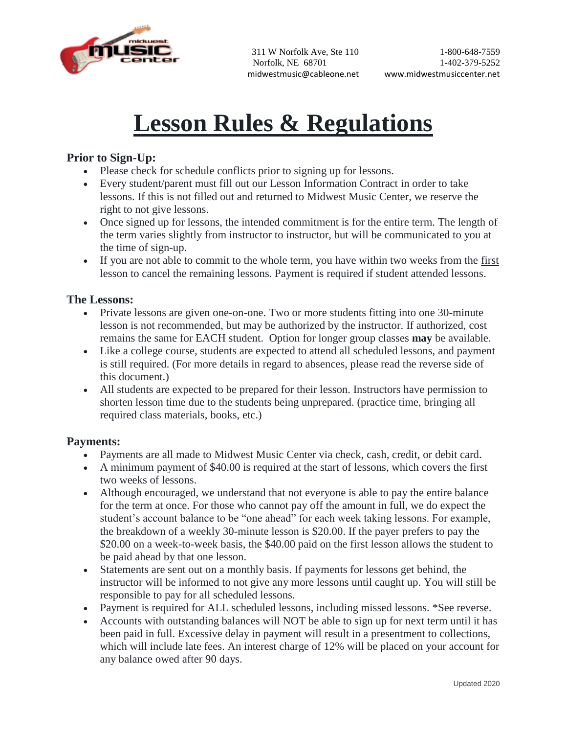311 W Norfolk Ave, Ste 110
Norfolk, NE 68701
midwestmusic@cableone.net

1-800-648-7559
1-402-379-5252
www.midwestmusiccenter.net

# Lesson Rules & Regulations

### Prior to Sign-Up:

- Please check for schedule conflicts prior to signing up for lessons.
- Every student/parent must fill out our Lesson Information Contract in order to take lessons. If this is not filled out and returned to Midwest Music Center, we reserve the right to not give lessons.
- Once signed up for lessons, the intended commitment is for the entire term. The length of the term varies slightly from instructor to instructor, but will be communicated to you at the time of sign-up.
- If you are not able to commit to the whole term, you have within two weeks from the first lesson to cancel the remaining lessons. Payment is required if student attended lessons.

### The Lessons:

- Private lessons are given one-on-one. Two or more students fitting into one 30-minute lesson is not recommended, but may be authorized by the instructor. If authorized, cost remains the same for EACH student. Option for longer group classes **may** be available.
- Like a college course, students are expected to attend all scheduled lessons, and payment is still required. (For more details in regard to absences, please read the reverse side of this document.)
- All students are expected to be prepared for their lesson. Instructors have permission to shorten lesson time due to the students being unprepared. (practice time, bringing all required class materials, books, etc.)

### Payments:

- Payments are all made to Midwest Music Center via check, cash, credit, or debit card.
- A minimum payment of $40.00 is required at the start of lessons, which covers the first two weeks of lessons.
- Although encouraged, we understand that not everyone is able to pay the entire balance for the term at once. For those who cannot pay off the amount in full, we do expect the student's account balance to be "one ahead" for each week taking lessons. For example, the breakdown of a weekly 30-minute lesson is $20.00. If the payer prefers to pay the $20.00 on a week-to-week basis, the $40.00 paid on the first lesson allows the student to be paid ahead by that one lesson.
- Statements are sent out on a monthly basis. If payments for lessons get behind, the instructor will be informed to not give any more lessons until caught up. You will still be responsible to pay for all scheduled lessons.
- Payment is required for ALL scheduled lessons, including missed lessons. *See reverse.
- Accounts with outstanding balances will NOT be able to sign up for next term until it has been paid in full. Excessive delay in payment will result in a presentment to collections, which will include late fees. An interest charge of 12% will be placed on your account for any balance owed after 90 days.

Updated 2020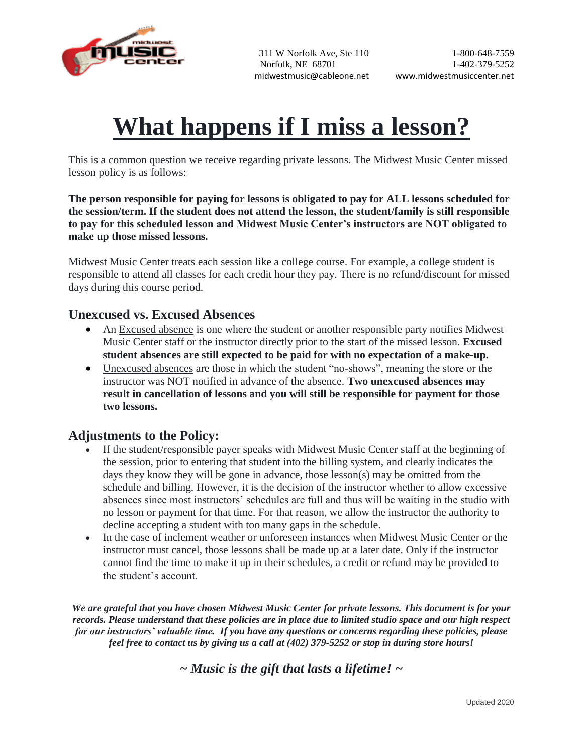311 W Norfolk Ave, Ste 110
Norfolk, NE 68701
midwestmusic@cableone.net

1-800-648-7559
1-402-379-5252
www.midwestmusiccenter.net

# What happens if I miss a lesson?

This is a common question we receive regarding private lessons. The Midwest Music Center missed lesson policy is as follows:

**The person responsible for paying for lessons is obligated to pay for ALL lessons scheduled for the session/term. If the student does not attend the lesson, the student/family is still responsible to pay for this scheduled lesson and Midwest Music Center's instructors are NOT obligated to make up those missed lessons.**

Midwest Music Center treats each session like a college course. For example, a college student is responsible to attend all classes for each credit hour they pay. There is no refund/discount for missed days during this course period.

## Unexcused vs. Excused Absences

- An Excused absence is one where the student or another responsible party notifies Midwest Music Center staff or the instructor directly prior to the start of the missed lesson. **Excused student absences are still expected to be paid for with no expectation of a make-up.**
- Unexcused absences are those in which the student "no-shows", meaning the store or the instructor was NOT notified in advance of the absence. **Two unexcused absences may result in cancellation of lessons and you will still be responsible for payment for those two lessons.**

## Adjustments to the Policy:

- If the student/responsible payer speaks with Midwest Music Center staff at the beginning of the session, prior to entering that student into the billing system, and clearly indicates the days they know they will be gone in advance, those lesson(s) may be omitted from the schedule and billing. However, it is the decision of the instructor whether to allow excessive absences since most instructors' schedules are full and thus will be waiting in the studio with no lesson or payment for that time. For that reason, we allow the instructor the authority to decline accepting a student with too many gaps in the schedule.
- In the case of inclement weather or unforeseen instances when Midwest Music Center or the instructor must cancel, those lessons shall be made up at a later date. Only if the instructor cannot find the time to make it up in their schedules, a credit or refund may be provided to the student's account.

***We are grateful that you have chosen Midwest Music Center for private lessons. This document is for your records. Please understand that these policies are in place due to limited studio space and our high respect for our instructors' valuable time. If you have any questions or concerns regarding these policies, please feel free to contact us by giving us a call at (402) 379-5252 or stop in during store hours!***

***~ Music is the gift that lasts a lifetime! ~***

Updated 2020